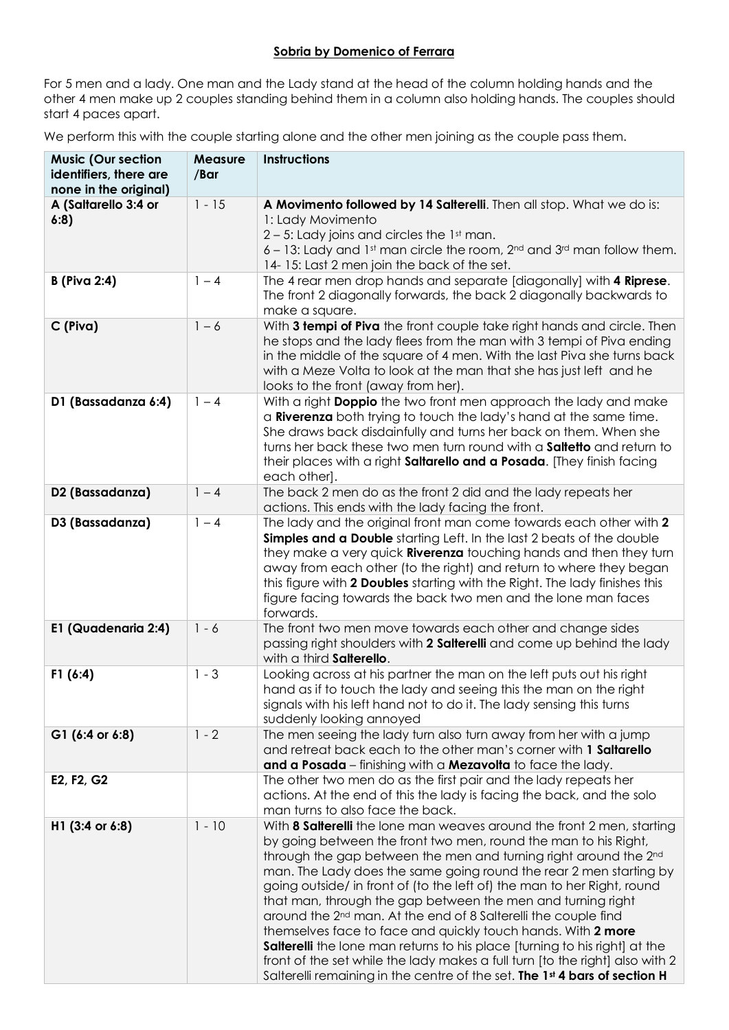## **Sobria by Domenico of Ferrara**

For 5 men and a lady. One man and the Lady stand at the head of the column holding hands and the other 4 men make up 2 couples standing behind them in a column also holding hands. The couples should start 4 paces apart.

We perform this with the couple starting alone and the other men joining as the couple pass them.

| Music (Our section identifiers, there are none in the original) | Measure /Bar | Instructions |
|---|---|---|
| A (Saltarello 3:4 or 6:8) | 1 - 15 | **A Movimento followed by 14 Salterelli**. Then all stop. What we do is:<br>1: Lady Movimento<br>2 – 5: Lady joins and circles the 1st man.<br>6 – 13: Lady and 1st man circle the room, 2nd and 3rd man follow them.<br>14- 15: Last 2 men join the back of the set. |
| **B (Piva 2:4)** | 1 – 4 | The 4 rear men drop hands and separate [diagonally] with **4 Riprese**. The front 2 diagonally forwards, the back 2 diagonally backwards to make a square. |
| **C (Piva)** | 1 – 6 | With **3 tempi of Piva** the front couple take right hands and circle. Then he stops and the lady flees from the man with 3 tempi of Piva ending in the middle of the square of 4 men. With the last Piva she turns back with a Meze Volta to look at the man that she has just left and he looks to the front (away from her). |
| **D1 (Bassadanza 6:4)** | 1 – 4 | With a right **Doppio** the two front men approach the lady and make a **Riverenza** both trying to touch the lady's hand at the same time. She draws back disdainfully and turns her back on them. When she turns her back these two men turn round with a **Saltetto** and return to their places with a right **Saltarello and a Posada**. [They finish facing each other]. |
| **D2 (Bassadanza)** | 1 – 4 | The back 2 men do as the front 2 did and the lady repeats her actions. This ends with the lady facing the front. |
| **D3 (Bassadanza)** | 1 – 4 | The lady and the original front man come towards each other with **2 Simples and a Double** starting Left. In the last 2 beats of the double they make a very quick **Riverenza** touching hands and then they turn away from each other (to the right) and return to where they began this figure with **2 Doubles** starting with the Right. The lady finishes this figure facing towards the back two men and the lone man faces forwards. |
| **E1 (Quadenaria 2:4)** | 1 - 6 | The front two men move towards each other and change sides passing right shoulders with **2 Salterelli** and come up behind the lady with a third **Salterello**. |
| **F1 (6:4)** | 1 - 3 | Looking across at his partner the man on the left puts out his right hand as if to touch the lady and seeing this the man on the right signals with his left hand not to do it. The lady sensing this turns suddenly looking annoyed |
| **G1 (6:4 or 6:8)** | 1 - 2 | The men seeing the lady turn also turn away from her with a jump and retreat back each to the other man's corner with **1 Saltarello and a Posada** – finishing with a **Mezavolta** to face the lady. |
| **E2, F2, G2** | | The other two men do as the first pair and the lady repeats her actions. At the end of this the lady is facing the back, and the solo man turns to also face the back. |
| **H1 (3:4 or 6:8)** | 1 - 10 | With **8 Salterelli** the lone man weaves around the front 2 men, starting by going between the front two men, round the man to his Right, through the gap between the men and turning right around the 2nd man. The Lady does the same going round the rear 2 men starting by going outside/ in front of (to the left of) the man to her Right, round that man, through the gap between the men and turning right around the 2nd man. At the end of 8 Salterelli the couple find themselves face to face and quickly touch hands. With **2 more Salterelli** the lone man returns to his place [turning to his right] at the front of the set while the lady makes a full turn [to the right] also with 2 Salterelli remaining in the centre of the set. **The 1st 4 bars of section H** |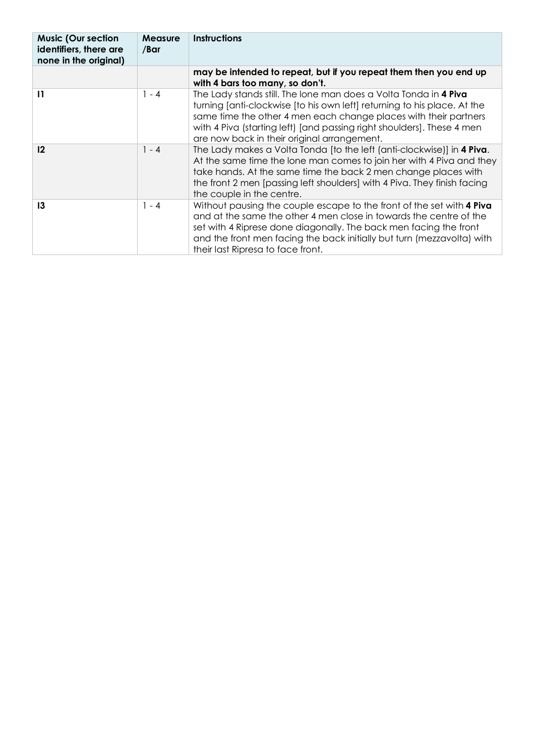| Music (Our section identifiers, there are none in the original) | Measure /Bar | Instructions |
|---|---|---|
| | | **may be intended to repeat, but if you repeat them then you end up with 4 bars too many, so don't.** |
| **I1** | 1 - 4 | The Lady stands still. The lone man does a Volta Tonda in **4 Piva** turning [anti-clockwise [to his own left] returning to his place. At the same time the other 4 men each change places with their partners with 4 Piva (starting left) [and passing right shoulders]. These 4 men are now back in their original arrangement. |
| **I2** | 1 - 4 | The Lady makes a Volta Tonda [to the left (anti-clockwise)] in **4 Piva**. At the same time the lone man comes to join her with 4 Piva and they take hands. At the same time the back 2 men change places with the front 2 men [passing left shoulders] with 4 Piva. They finish facing the couple in the centre. |
| **I3** | 1 - 4 | Without pausing the couple escape to the front of the set with **4 Piva** and at the same the other 4 men close in towards the centre of the set with 4 Riprese done diagonally. The back men facing the front and the front men facing the back initially but turn (mezzavolta) with their last Ripresa to face front. |